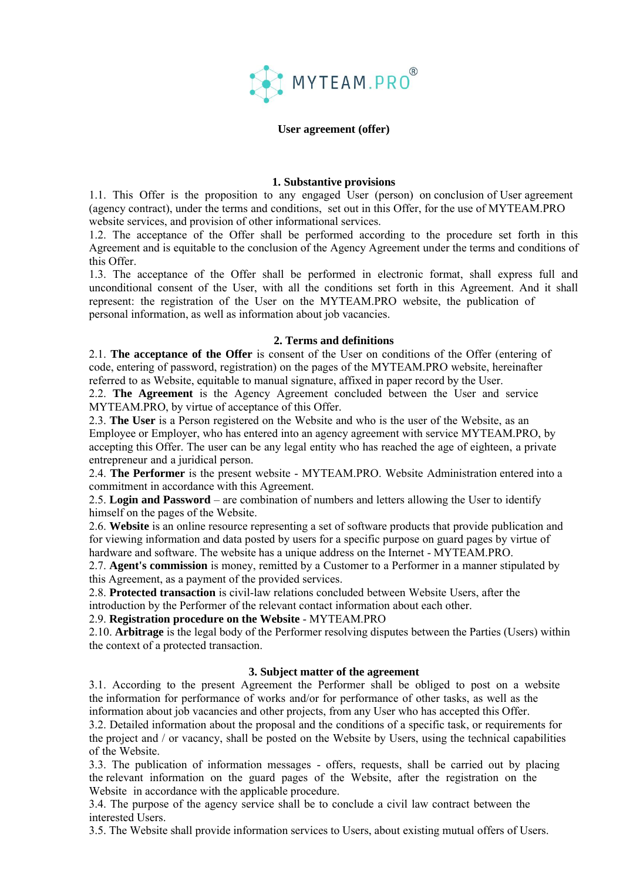MYTEAM.PRO®

**User agreement (offer)**

## 1. Substantive provisions

1.1. This Offer is the proposition to any engaged User (person) on conclusion of User agreement (agency contract), under the terms and conditions, set out in this Offer, for the use of MYTEAM.PRO website services, and provision of other informational services.
1.2. The acceptance of the Offer shall be performed according to the procedure set forth in this Agreement and is equitable to the conclusion of the Agency Agreement under the terms and conditions of this Offer.
1.3. The acceptance of the Offer shall be performed in electronic format, shall express full and unconditional consent of the User, with all the conditions set forth in this Agreement. And it shall represent: the registration of the User on the MYTEAM.PRO website, the publication of personal information, as well as information about job vacancies.

## 2. Terms and definitions

2.1. **The acceptance of the Offer** is consent of the User on conditions of the Offer (entering of code, entering of password, registration) on the pages of the MYTEAM.PRO website, hereinafter referred to as Website, equitable to manual signature, affixed in paper record by the User.
2.2. **The Agreement** is the Agency Agreement concluded between the User and service MYTEAM.PRO, by virtue of acceptance of this Offer.
2.3. **The User** is a Person registered on the Website and who is the user of the Website, as an Employee or Employer, who has entered into an agency agreement with service MYTEAM.PRO, by accepting this Offer. The user can be any legal entity who has reached the age of eighteen, a private entrepreneur and a juridical person.
2.4. **The Performer** is the present website - MYTEAM.PRO. Website Administration entered into a commitment in accordance with this Agreement.
2.5. **Login and Password** – are combination of numbers and letters allowing the User to identify himself on the pages of the Website.
2.6. **Website** is an online resource representing a set of software products that provide publication and for viewing information and data posted by users for a specific purpose on guard pages by virtue of hardware and software. The website has a unique address on the Internet - MYTEAM.PRO.
2.7. **Agent's commission** is money, remitted by a Customer to a Performer in a manner stipulated by this Agreement, as a payment of the provided services.
2.8. **Protected transaction** is civil-law relations concluded between Website Users, after the introduction by the Performer of the relevant contact information about each other.
2.9. **Registration procedure on the Website** - MYTEAM.PRO
2.10. **Arbitrage** is the legal body of the Performer resolving disputes between the Parties (Users) within the context of a protected transaction.

## 3. Subject matter of the agreement

3.1. According to the present Agreement the Performer shall be obliged to post on a website the information for performance of works and/or for performance of other tasks, as well as the information about job vacancies and other projects, from any User who has accepted this Offer.
3.2. Detailed information about the proposal and the conditions of a specific task, or requirements for the project and / or vacancy, shall be posted on the Website by Users, using the technical capabilities of the Website.
3.3. The publication of information messages - offers, requests, shall be carried out by placing the relevant information on the guard pages of the Website, after the registration on the Website in accordance with the applicable procedure.
3.4. The purpose of the agency service shall be to conclude a civil law contract between the interested Users.
3.5. The Website shall provide information services to Users, about existing mutual offers of Users.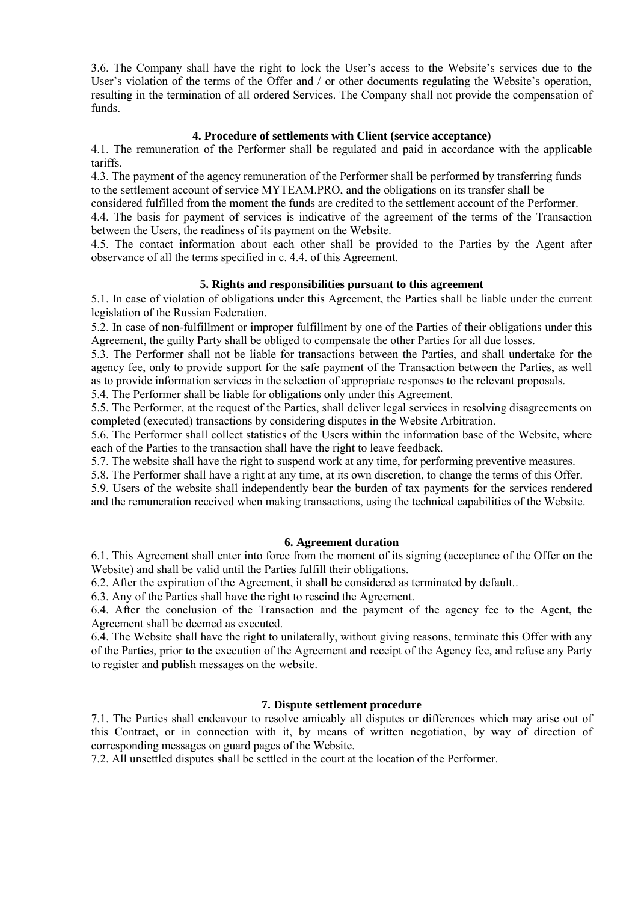3.6. The Company shall have the right to lock the User's access to the Website's services due to the User's violation of the terms of the Offer and / or other documents regulating the Website's operation, resulting in the termination of all ordered Services. The Company shall not provide the compensation of funds.

### 4. Procedure of settlements with Client (service acceptance)

4.1. The remuneration of the Performer shall be regulated and paid in accordance with the applicable tariffs.

4.3. The payment of the agency remuneration of the Performer shall be performed by transferring funds to the settlement account of service MYTEAM.PRO, and the obligations on its transfer shall be considered fulfilled from the moment the funds are credited to the settlement account of the Performer.

4.4. The basis for payment of services is indicative of the agreement of the terms of the Transaction between the Users, the readiness of its payment on the Website.

4.5. The contact information about each other shall be provided to the Parties by the Agent after observance of all the terms specified in c. 4.4. of this Agreement.

### 5. Rights and responsibilities pursuant to this agreement

5.1. In case of violation of obligations under this Agreement, the Parties shall be liable under the current legislation of the Russian Federation.

5.2. In case of non-fulfillment or improper fulfillment by one of the Parties of their obligations under this Agreement, the guilty Party shall be obliged to compensate the other Parties for all due losses.

5.3. The Performer shall not be liable for transactions between the Parties, and shall undertake for the agency fee, only to provide support for the safe payment of the Transaction between the Parties, as well as to provide information services in the selection of appropriate responses to the relevant proposals.

5.4. The Performer shall be liable for obligations only under this Agreement.

5.5. The Performer, at the request of the Parties, shall deliver legal services in resolving disagreements on completed (executed) transactions by considering disputes in the Website Arbitration.

5.6. The Performer shall collect statistics of the Users within the information base of the Website, where each of the Parties to the transaction shall have the right to leave feedback.

5.7. The website shall have the right to suspend work at any time, for performing preventive measures.

5.8. The Performer shall have a right at any time, at its own discretion, to change the terms of this Offer.

5.9. Users of the website shall independently bear the burden of tax payments for the services rendered and the remuneration received when making transactions, using the technical capabilities of the Website.

### 6. Agreement duration

6.1. This Agreement shall enter into force from the moment of its signing (acceptance of the Offer on the Website) and shall be valid until the Parties fulfill their obligations.

6.2. After the expiration of the Agreement, it shall be considered as terminated by default..

6.3. Any of the Parties shall have the right to rescind the Agreement.

6.4. After the conclusion of the Transaction and the payment of the agency fee to the Agent, the Agreement shall be deemed as executed.

6.4. The Website shall have the right to unilaterally, without giving reasons, terminate this Offer with any of the Parties, prior to the execution of the Agreement and receipt of the Agency fee, and refuse any Party to register and publish messages on the website.

### 7. Dispute settlement procedure

7.1. The Parties shall endeavour to resolve amicably all disputes or differences which may arise out of this Contract, or in connection with it, by means of written negotiation, by way of direction of corresponding messages on guard pages of the Website.

7.2. All unsettled disputes shall be settled in the court at the location of the Performer.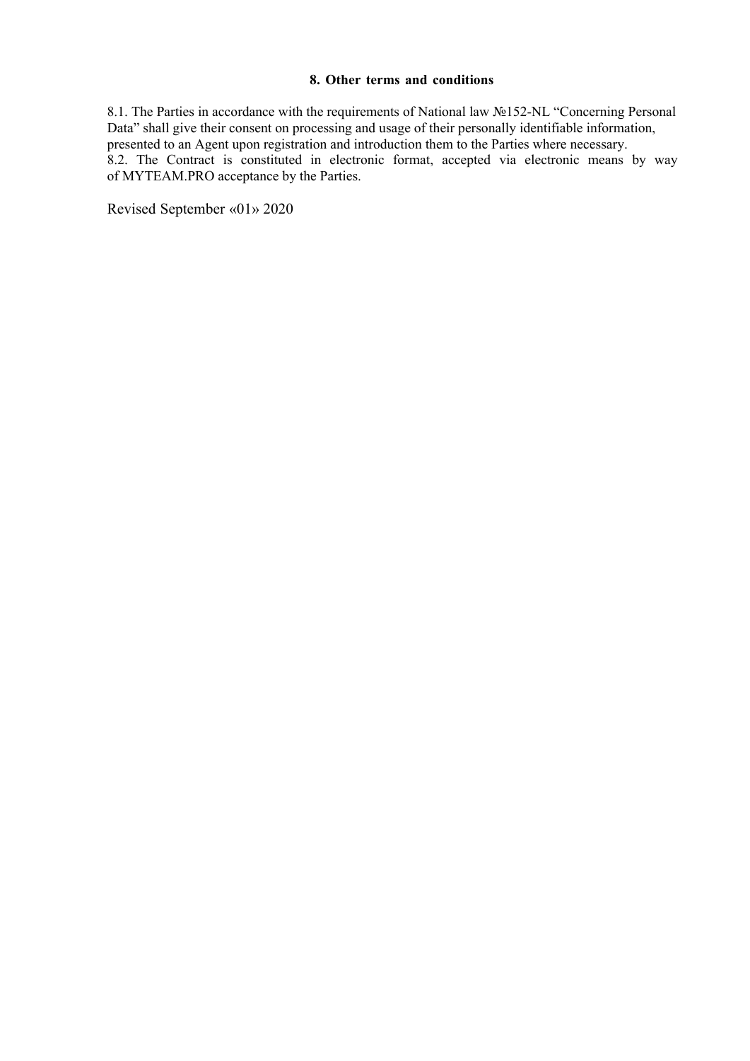## 8. Other terms and conditions

8.1. The Parties in accordance with the requirements of National law №152-NL "Concerning Personal Data" shall give their consent on processing and usage of their personally identifiable information, presented to an Agent upon registration and introduction them to the Parties where necessary.
8.2. The Contract is constituted in electronic format, accepted via electronic means by way of MYTEAM.PRO acceptance by the Parties.

Revised September «01» 2020